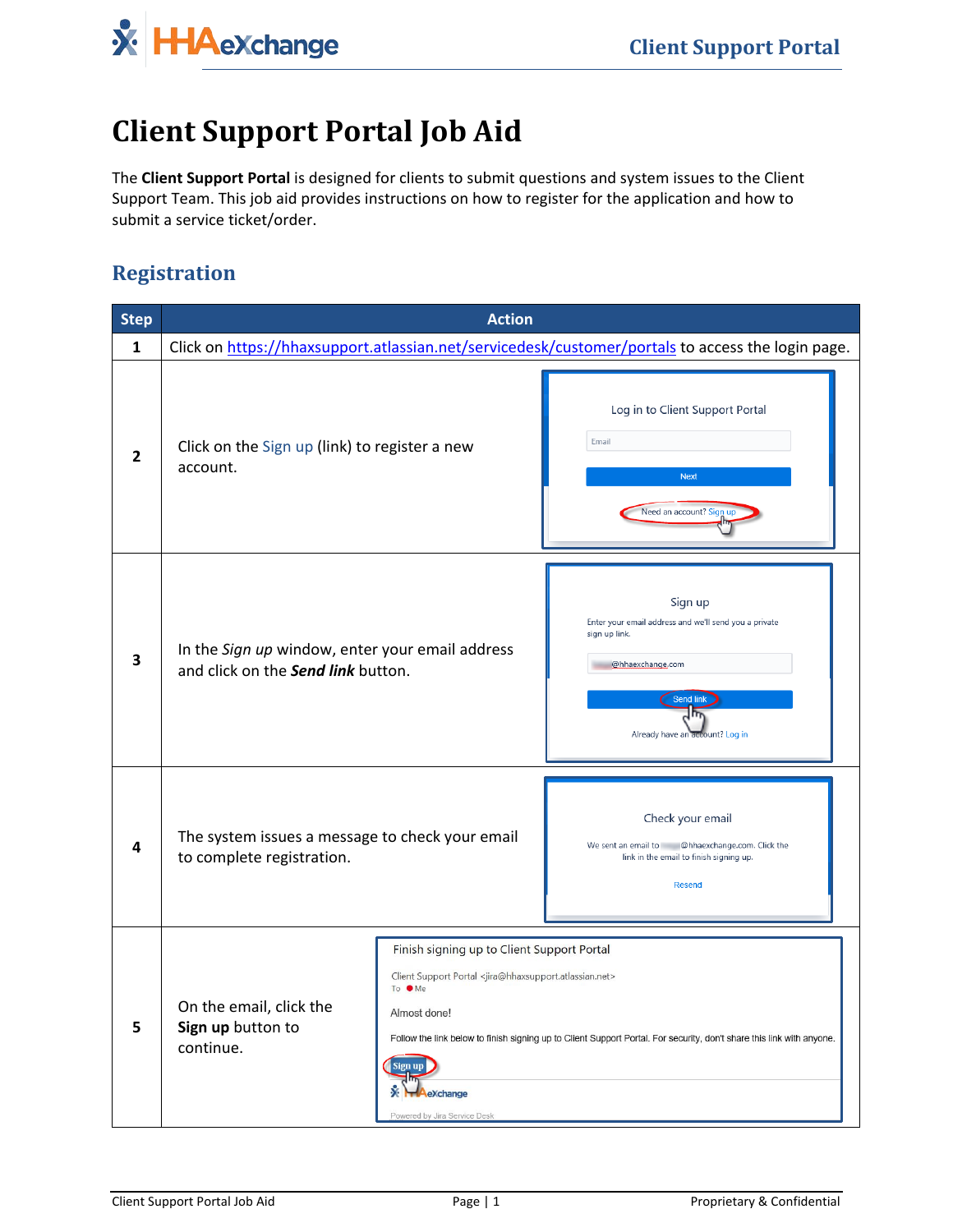# Client Support Portal Job Aid

The **Client Support Portal** is designed for clients to submit questions and system issues to the Client Support Team. This job aid provides instructions on how to register for the application and how to submit a service ticket/order.

## Registration

| Step | Action |
|---|---|
| 1 | Click on https://hhaxsupport.atlassian.net/servicedesk/customer/portals to access the login page. |
| 2 | Click on the Sign up (link) to register a new account. |
| 3 | In the *Sign up* window, enter your email address and click on the ***Send link*** button. |
| 4 | The system issues a message to check your email to complete registration. |
| 5 | On the email, click the **Sign up** button to continue. |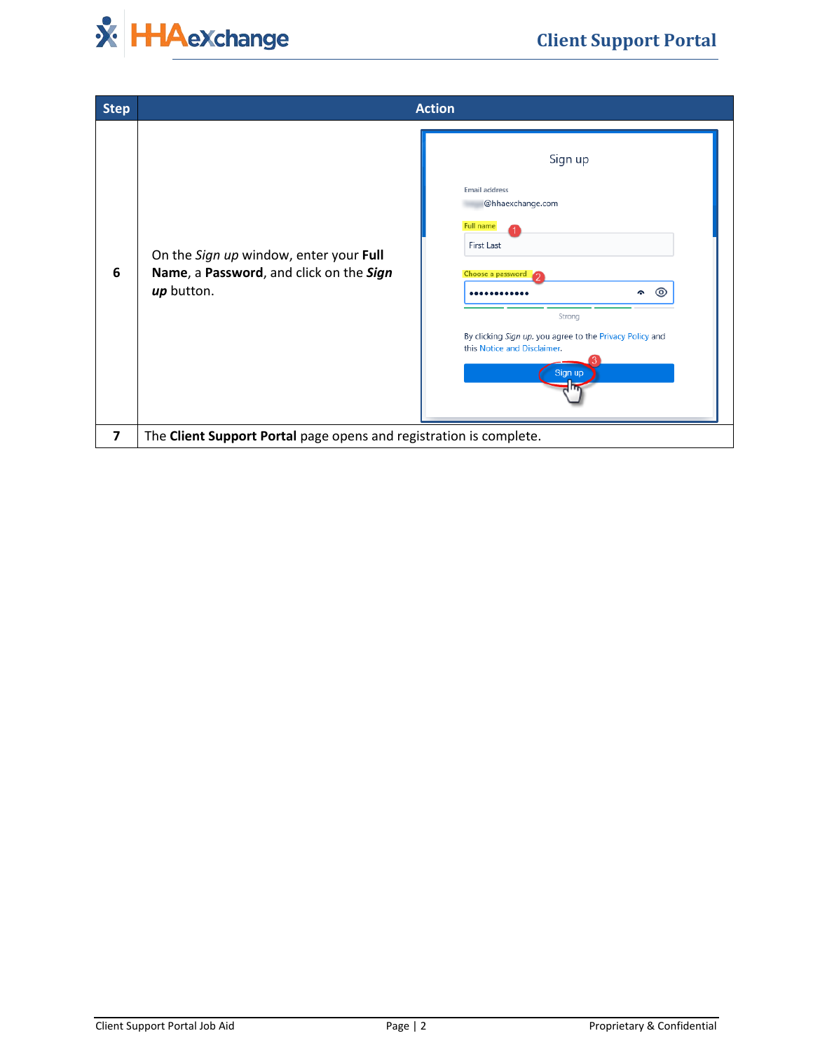| Step | Action |
|---|---|
| 6 | On the *Sign up* window, enter your **Full Name**, a **Password**, and click on the ***Sign up*** button. |
| 7 | The **Client Support Portal** page opens and registration is complete. |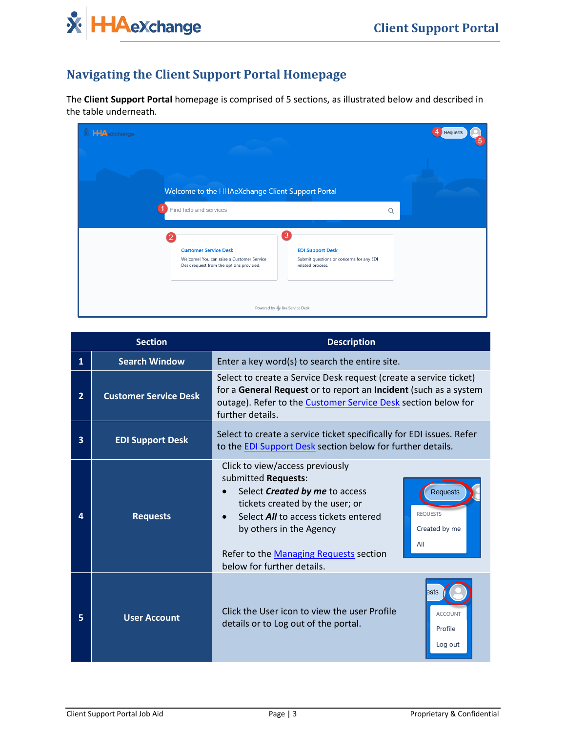## Navigating the Client Support Portal Homepage

The **Client Support Portal** homepage is comprised of 5 sections, as illustrated below and described in the table underneath.

| | Section | Description |
|---|---|---|
| 1 | Search Window | Enter a key word(s) to search the entire site. |
| 2 | Customer Service Desk | Select to create a Service Desk request (create a service ticket) for a **General Request** or to report an **Incident** (such as a system outage). Refer to the Customer Service Desk section below for further details. |
| 3 | EDI Support Desk | Select to create a service ticket specifically for EDI issues. Refer to the EDI Support Desk section below for further details. |
| 4 | Requests | Click to view/access previously submitted **Requests**:<br>• Select ***Created by me*** to access tickets created by the user; or<br>• Select ***All*** to access tickets entered by others in the Agency<br><br>Refer to the Managing Requests section below for further details. |
| 5 | User Account | Click the User icon to view the user Profile details or to Log out of the portal. |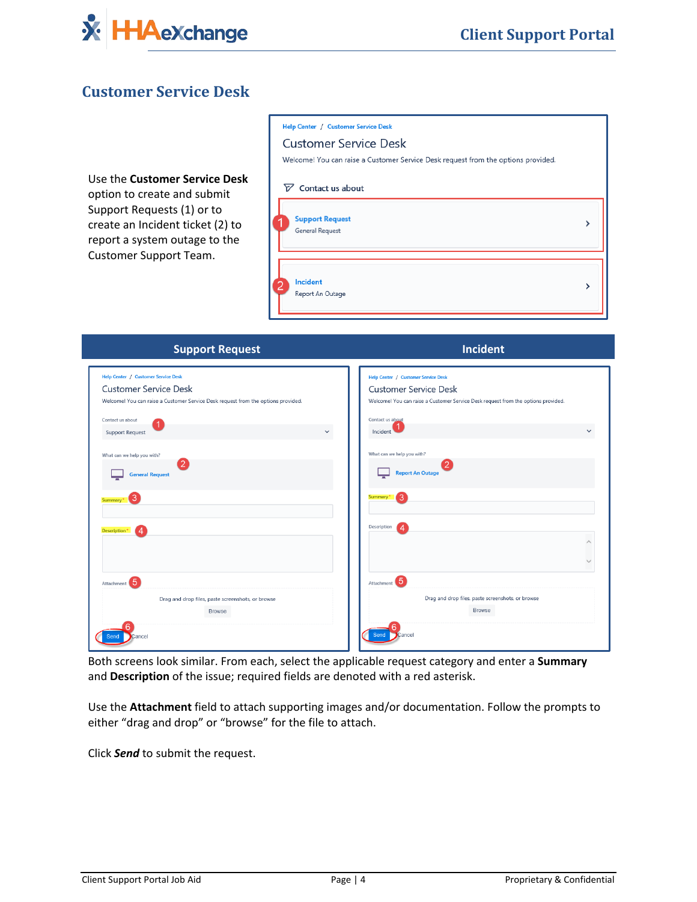## Customer Service Desk

Use the **Customer Service Desk** option to create and submit Support Requests (1) or to create an Incident ticket (2) to report a system outage to the Customer Support Team.

| Support Request | Incident |
| --- | --- |

Both screens look similar. From each, select the applicable request category and enter a **Summary** and **Description** of the issue; required fields are denoted with a red asterisk.

Use the **Attachment** field to attach supporting images and/or documentation. Follow the prompts to either “drag and drop” or “browse” for the file to attach.

Click ***Send*** to submit the request.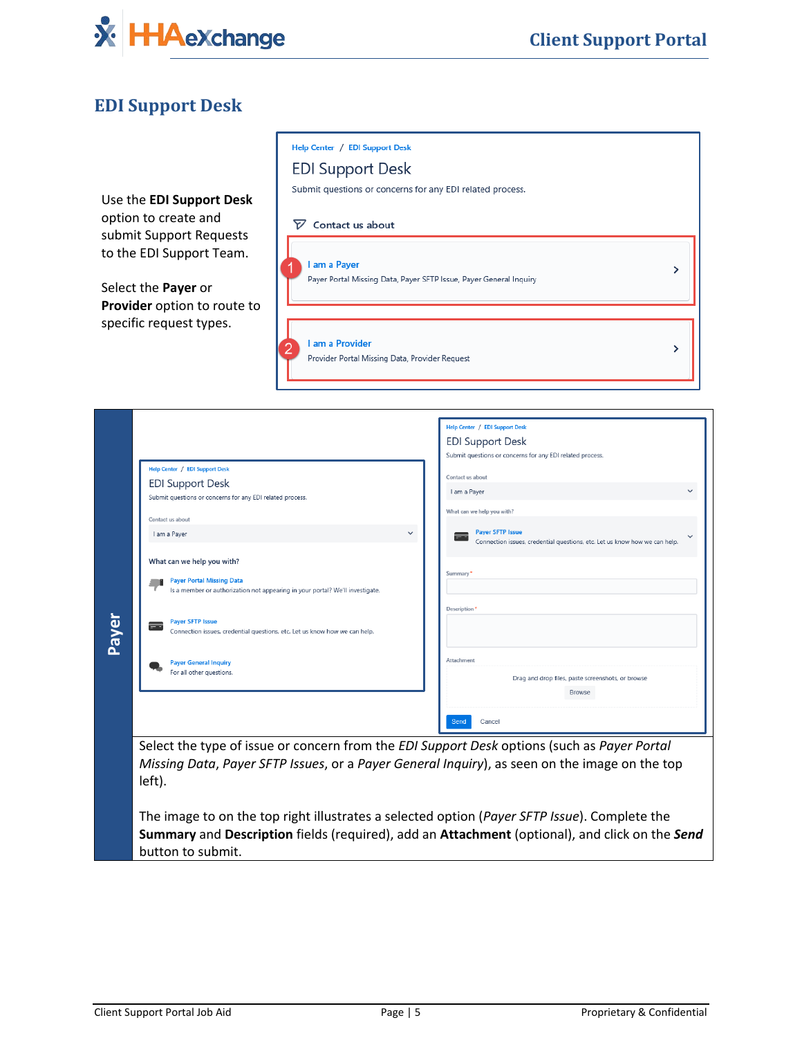## EDI Support Desk

Use the **EDI Support Desk** option to create and submit Support Requests to the EDI Support Team.

Select the **Payer** or **Provider** option to route to specific request types.

Help Center / EDI Support Desk

EDI Support Desk

Submit questions or concerns for any EDI related process.

Contact us about

1. I am a Payer
   Payer Portal Missing Data, Payer SFTP Issue, Payer General Inquiry
2. I am a Provider
   Provider Portal Missing Data, Provider Request

### Payer

Help Center / EDI Support Desk

EDI Support Desk

Submit questions or concerns for any EDI related process.

Contact us about: I am a Payer

What can we help you with?

- Payer Portal Missing Data – Is a member or authorization not appearing in your portal? We'll investigate.
- Payer SFTP Issue – Connection issues, credential questions, etc. Let us know how we can help.
- Payer General Inquiry – For all other questions.

Help Center / EDI Support Desk

EDI Support Desk

Submit questions or concerns for any EDI related process.

Contact us about: I am a Payer

What can we help you with? Payer SFTP Issue – Connection issues, credential questions, etc. Let us know how we can help.

Summary *

Description *

Attachment – Drag and drop files, paste screenshots, or browse – Browse

Send Cancel

Select the type of issue or concern from the *EDI Support Desk* options (such as *Payer Portal Missing Data*, *Payer SFTP Issues*, or a *Payer General Inquiry*), as seen on the image on the top left).

The image to on the top right illustrates a selected option (*Payer SFTP Issue*). Complete the **Summary** and **Description** fields (required), add an **Attachment** (optional), and click on the ***Send*** button to submit.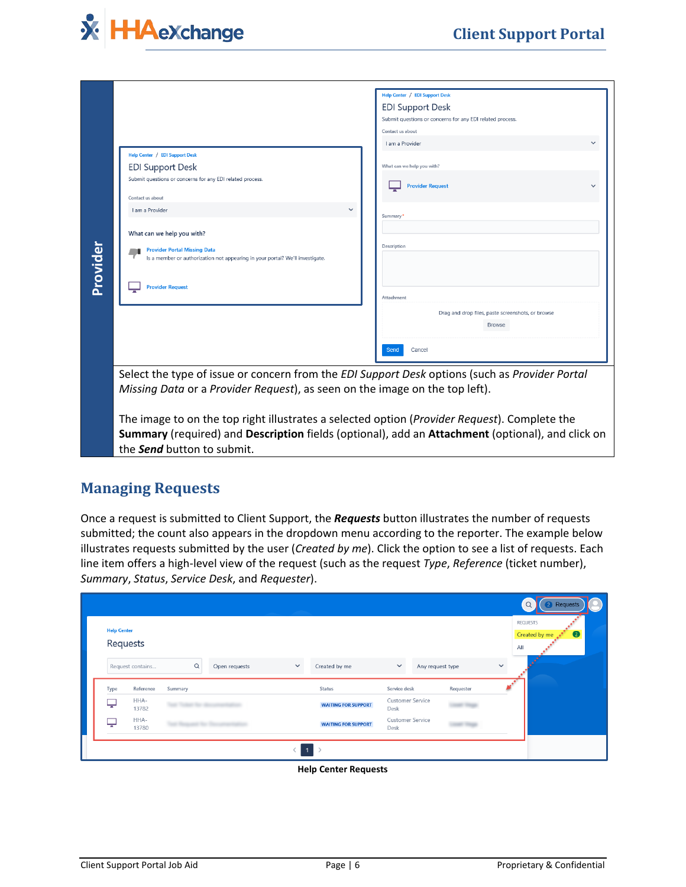| Provider | |
|---|---|
| | Select the type of issue or concern from the *EDI Support Desk* options (such as *Provider Portal Missing Data* or a *Provider Request*), as seen on the image on the top left).<br><br>The image to on the top right illustrates a selected option (*Provider Request*). Complete the **Summary** (required) and **Description** fields (optional), add an **Attachment** (optional), and click on the ***Send*** button to submit. |

## Managing Requests

Once a request is submitted to Client Support, the ***Requests*** button illustrates the number of requests submitted; the count also appears in the dropdown menu according to the reporter. The example below illustrates requests submitted by the user (*Created by me*). Click the option to see a list of requests. Each line item offers a high-level view of the request (such as the request *Type*, *Reference* (ticket number), *Summary*, *Status*, *Service Desk*, and *Requester*).

**Help Center Requests**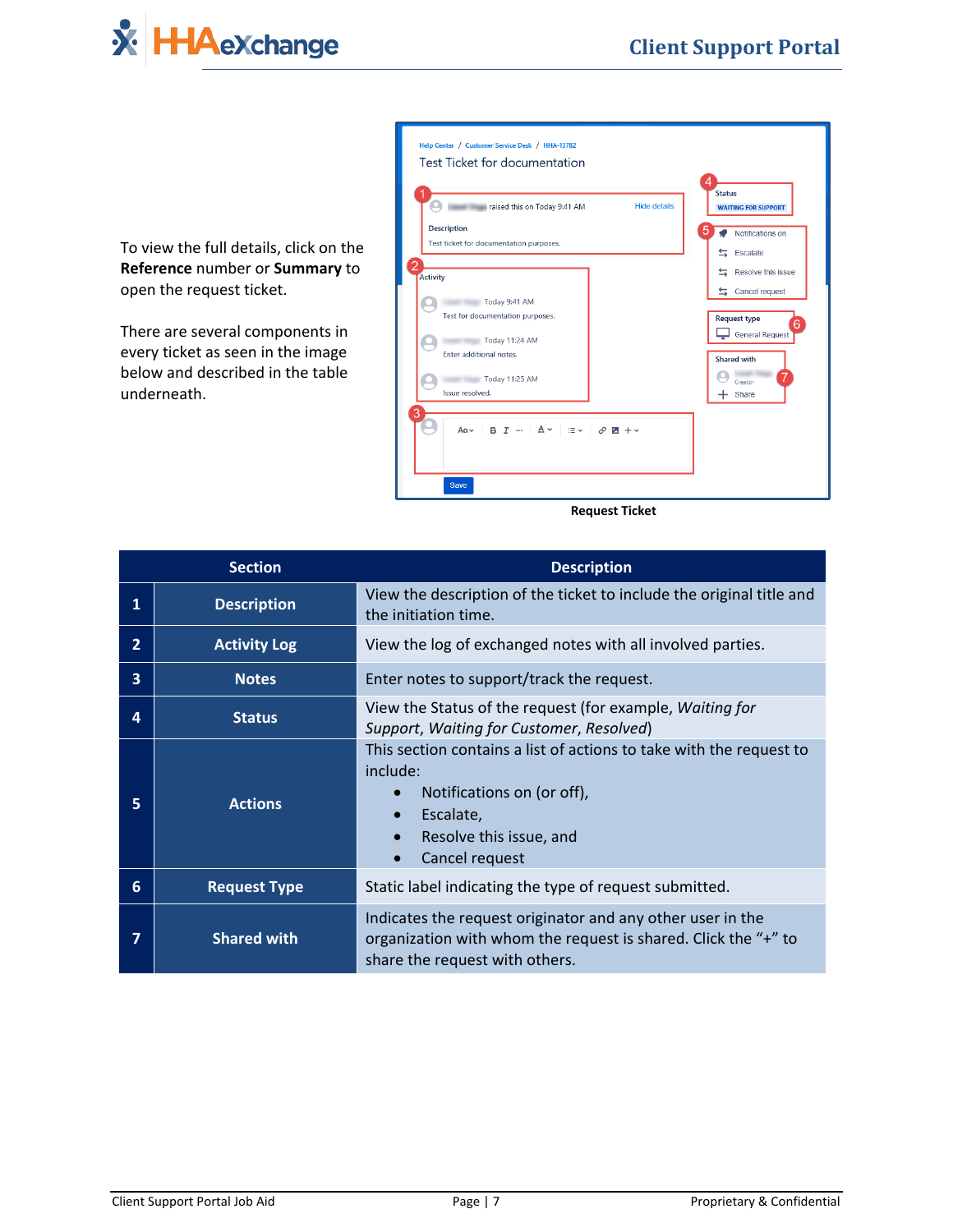To view the full details, click on the **Reference** number or **Summary** to open the request ticket.

There are several components in every ticket as seen in the image below and described in the table underneath.

**Request Ticket**

| | Section | Description |
|---|---|---|
| 1 | **Description** | View the description of the ticket to include the original title and the initiation time. |
| 2 | **Activity Log** | View the log of exchanged notes with all involved parties. |
| 3 | **Notes** | Enter notes to support/track the request. |
| 4 | **Status** | View the Status of the request (for example, *Waiting for Support*, *Waiting for Customer*, *Resolved*) |
| 5 | **Actions** | This section contains a list of actions to take with the request to include: <br>• Notifications on (or off), <br>• Escalate, <br>• Resolve this issue, and <br>• Cancel request |
| 6 | **Request Type** | Static label indicating the type of request submitted. |
| 7 | **Shared with** | Indicates the request originator and any other user in the organization with whom the request is shared. Click the "+" to share the request with others. |